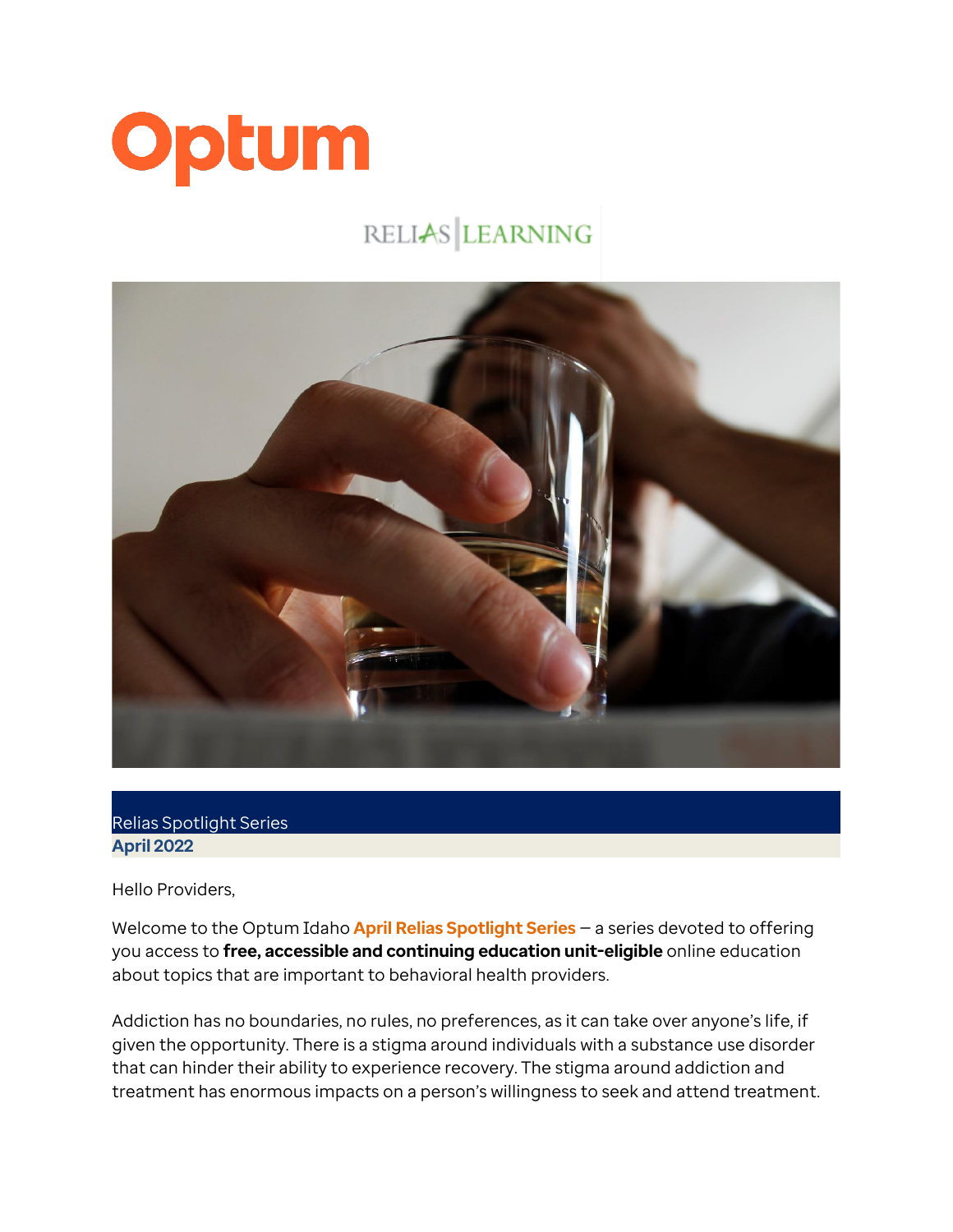Optum

RELIAS LEARNING

Relias Spotlight Series

**April 2022**

Hello Providers,

Welcome to the Optum Idaho **April Relias Spotlight Series** – a series devoted to offering you access to **free, accessible and continuing education unit-eligible** online education about topics that are important to behavioral health providers.

Addiction has no boundaries, no rules, no preferences, as it can take over anyone's life, if given the opportunity. There is a stigma around individuals with a substance use disorder that can hinder their ability to experience recovery. The stigma around addiction and treatment has enormous impacts on a person's willingness to seek and attend treatment.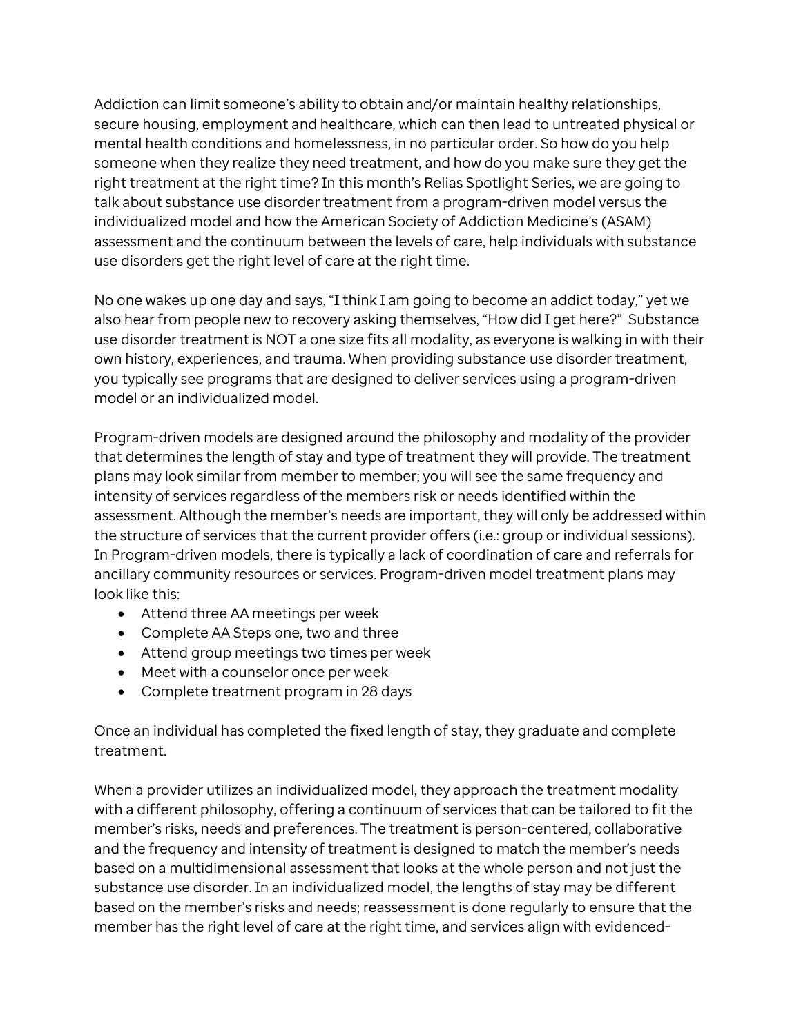Addiction can limit someone's ability to obtain and/or maintain healthy relationships, secure housing, employment and healthcare, which can then lead to untreated physical or mental health conditions and homelessness, in no particular order. So how do you help someone when they realize they need treatment, and how do you make sure they get the right treatment at the right time? In this month's Relias Spotlight Series, we are going to talk about substance use disorder treatment from a program-driven model versus the individualized model and how the American Society of Addiction Medicine's (ASAM) assessment and the continuum between the levels of care, help individuals with substance use disorders get the right level of care at the right time.

No one wakes up one day and says, "I think I am going to become an addict today," yet we also hear from people new to recovery asking themselves, "How did I get here?" Substance use disorder treatment is NOT a one size fits all modality, as everyone is walking in with their own history, experiences, and trauma. When providing substance use disorder treatment, you typically see programs that are designed to deliver services using a program-driven model or an individualized model.

Program-driven models are designed around the philosophy and modality of the provider that determines the length of stay and type of treatment they will provide. The treatment plans may look similar from member to member; you will see the same frequency and intensity of services regardless of the members risk or needs identified within the assessment. Although the member's needs are important, they will only be addressed within the structure of services that the current provider offers (i.e.: group or individual sessions). In Program-driven models, there is typically a lack of coordination of care and referrals for ancillary community resources or services. Program-driven model treatment plans may look like this:

- Attend three AA meetings per week
- Complete AA Steps one, two and three
- Attend group meetings two times per week
- Meet with a counselor once per week
- Complete treatment program in 28 days

Once an individual has completed the fixed length of stay, they graduate and complete treatment.

When a provider utilizes an individualized model, they approach the treatment modality with a different philosophy, offering a continuum of services that can be tailored to fit the member's risks, needs and preferences. The treatment is person-centered, collaborative and the frequency and intensity of treatment is designed to match the member's needs based on a multidimensional assessment that looks at the whole person and not just the substance use disorder. In an individualized model, the lengths of stay may be different based on the member's risks and needs; reassessment is done regularly to ensure that the member has the right level of care at the right time, and services align with evidenced-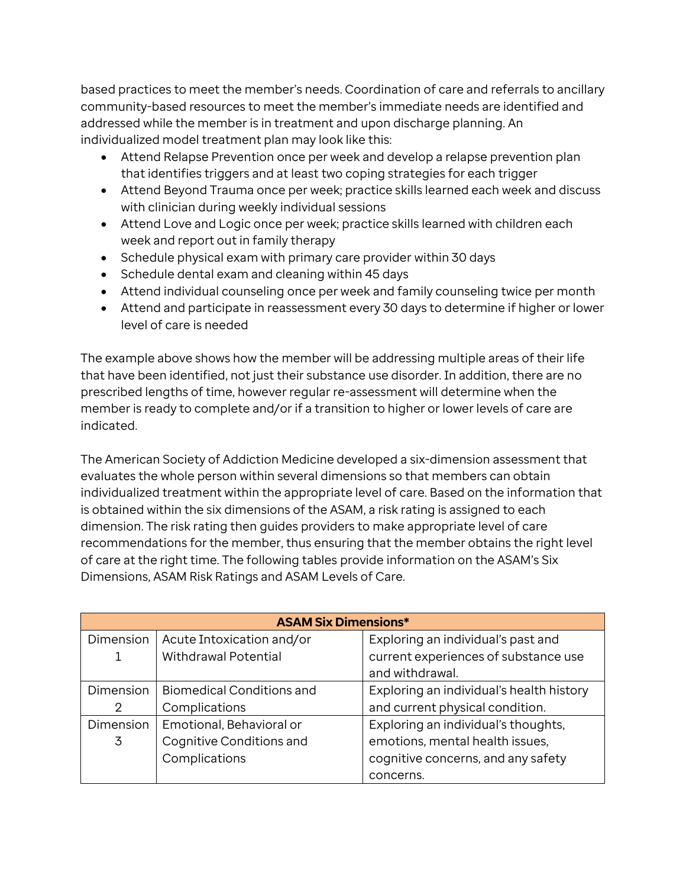based practices to meet the member's needs. Coordination of care and referrals to ancillary community-based resources to meet the member's immediate needs are identified and addressed while the member is in treatment and upon discharge planning. An individualized model treatment plan may look like this:

- Attend Relapse Prevention once per week and develop a relapse prevention plan that identifies triggers and at least two coping strategies for each trigger
- Attend Beyond Trauma once per week; practice skills learned each week and discuss with clinician during weekly individual sessions
- Attend Love and Logic once per week; practice skills learned with children each week and report out in family therapy
- Schedule physical exam with primary care provider within 30 days
- Schedule dental exam and cleaning within 45 days
- Attend individual counseling once per week and family counseling twice per month
- Attend and participate in reassessment every 30 days to determine if higher or lower level of care is needed

The example above shows how the member will be addressing multiple areas of their life that have been identified, not just their substance use disorder. In addition, there are no prescribed lengths of time, however regular re-assessment will determine when the member is ready to complete and/or if a transition to higher or lower levels of care are indicated.

The American Society of Addiction Medicine developed a six-dimension assessment that evaluates the whole person within several dimensions so that members can obtain individualized treatment within the appropriate level of care. Based on the information that is obtained within the six dimensions of the ASAM, a risk rating is assigned to each dimension. The risk rating then guides providers to make appropriate level of care recommendations for the member, thus ensuring that the member obtains the right level of care at the right time. The following tables provide information on the ASAM's Six Dimensions, ASAM Risk Ratings and ASAM Levels of Care.

| **ASAM Six Dimensions*** | | |
|---|---|---|
| Dimension 1 | Acute Intoxication and/or Withdrawal Potential | Exploring an individual's past and current experiences of substance use and withdrawal. |
| Dimension 2 | Biomedical Conditions and Complications | Exploring an individual's health history and current physical condition. |
| Dimension 3 | Emotional, Behavioral or Cognitive Conditions and Complications | Exploring an individual's thoughts, emotions, mental health issues, cognitive concerns, and any safety concerns. |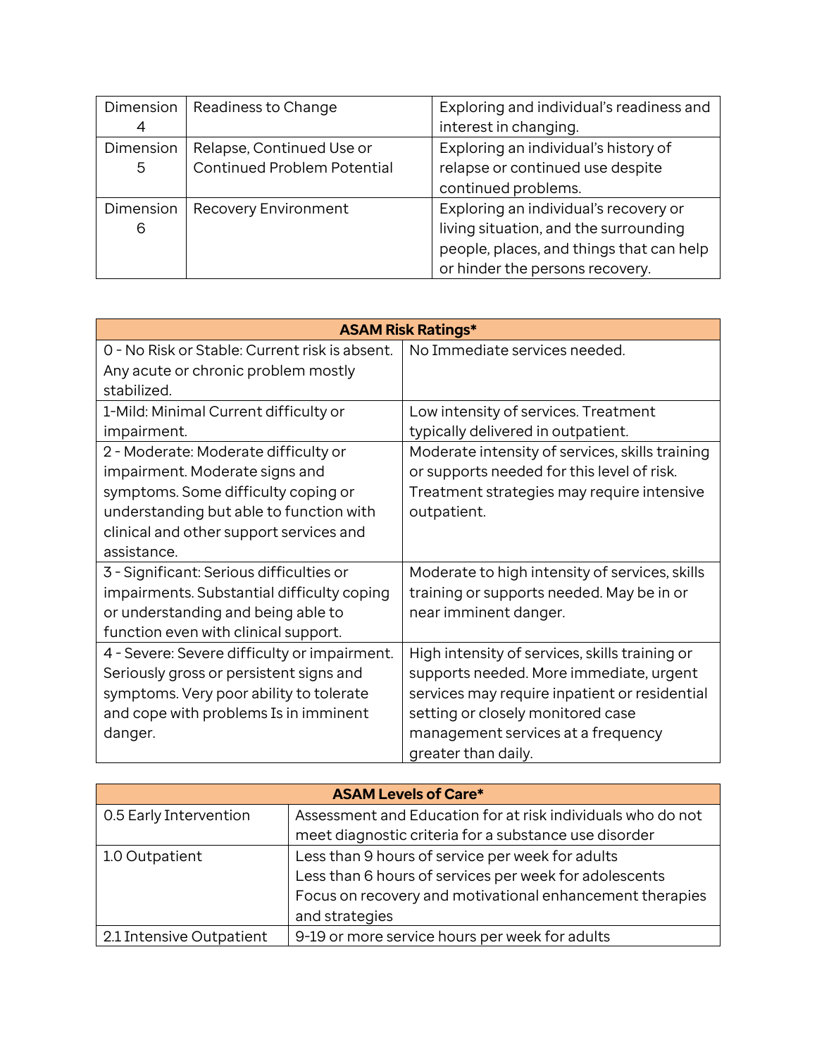| Dimension 4 | Readiness to Change | Exploring and individual's readiness and interest in changing. |
|---|---|---|
| Dimension 5 | Relapse, Continued Use or Continued Problem Potential | Exploring an individual's history of relapse or continued use despite continued problems. |
| Dimension 6 | Recovery Environment | Exploring an individual's recovery or living situation, and the surrounding people, places, and things that can help or hinder the persons recovery. |

| **ASAM Risk Ratings*** | |
|---|---|
| 0 - No Risk or Stable: Current risk is absent. Any acute or chronic problem mostly stabilized. | No Immediate services needed. |
| 1-Mild: Minimal Current difficulty or impairment. | Low intensity of services. Treatment typically delivered in outpatient. |
| 2 - Moderate: Moderate difficulty or impairment. Moderate signs and symptoms. Some difficulty coping or understanding but able to function with clinical and other support services and assistance. | Moderate intensity of services, skills training or supports needed for this level of risk. Treatment strategies may require intensive outpatient. |
| 3 - Significant: Serious difficulties or impairments. Substantial difficulty coping or understanding and being able to function even with clinical support. | Moderate to high intensity of services, skills training or supports needed. May be in or near imminent danger. |
| 4 - Severe: Severe difficulty or impairment. Seriously gross or persistent signs and symptoms. Very poor ability to tolerate and cope with problems Is in imminent danger. | High intensity of services, skills training or supports needed. More immediate, urgent services may require inpatient or residential setting or closely monitored case management services at a frequency greater than daily. |

| **ASAM Levels of Care*** | |
|---|---|
| 0.5 Early Intervention | Assessment and Education for at risk individuals who do not meet diagnostic criteria for a substance use disorder |
| 1.0 Outpatient | Less than 9 hours of service per week for adults<br>Less than 6 hours of services per week for adolescents<br>Focus on recovery and motivational enhancement therapies and strategies |
| 2.1 Intensive Outpatient | 9-19 or more service hours per week for adults |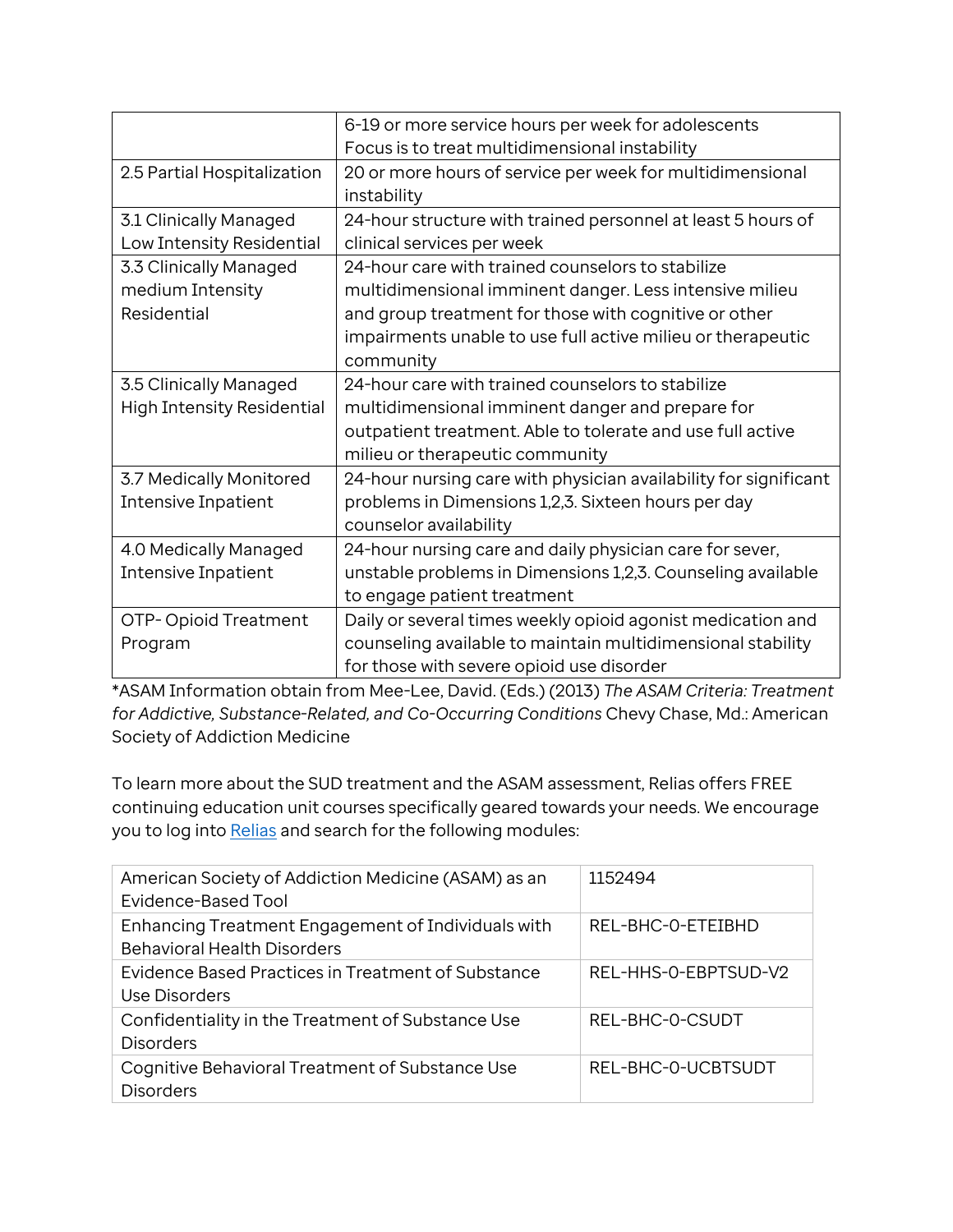| | |
|---|---|
| | 6-19 or more service hours per week for adolescents<br>Focus is to treat multidimensional instability |
| 2.5 Partial Hospitalization | 20 or more hours of service per week for multidimensional instability |
| 3.1 Clinically Managed Low Intensity Residential | 24-hour structure with trained personnel at least 5 hours of clinical services per week |
| 3.3 Clinically Managed medium Intensity Residential | 24-hour care with trained counselors to stabilize multidimensional imminent danger. Less intensive milieu and group treatment for those with cognitive or other impairments unable to use full active milieu or therapeutic community |
| 3.5 Clinically Managed High Intensity Residential | 24-hour care with trained counselors to stabilize multidimensional imminent danger and prepare for outpatient treatment. Able to tolerate and use full active milieu or therapeutic community |
| 3.7 Medically Monitored Intensive Inpatient | 24-hour nursing care with physician availability for significant problems in Dimensions 1,2,3. Sixteen hours per day counselor availability |
| 4.0 Medically Managed Intensive Inpatient | 24-hour nursing care and daily physician care for sever, unstable problems in Dimensions 1,2,3. Counseling available to engage patient treatment |
| OTP- Opioid Treatment Program | Daily or several times weekly opioid agonist medication and counseling available to maintain multidimensional stability for those with severe opioid use disorder |

*ASAM Information obtain from Mee-Lee, David. (Eds.) (2013) *The ASAM Criteria: Treatment for Addictive, Substance-Related, and Co-Occurring Conditions* Chevy Chase, Md.: American Society of Addiction Medicine

To learn more about the SUD treatment and the ASAM assessment, Relias offers FREE continuing education unit courses specifically geared towards your needs. We encourage you to log into Relias and search for the following modules:

| | |
|---|---|
| American Society of Addiction Medicine (ASAM) as an Evidence-Based Tool | 1152494 |
| Enhancing Treatment Engagement of Individuals with Behavioral Health Disorders | REL-BHC-0-ETEIBHD |
| Evidence Based Practices in Treatment of Substance Use Disorders | REL-HHS-0-EBPTSUD-V2 |
| Confidentiality in the Treatment of Substance Use Disorders | REL-BHC-0-CSUDT |
| Cognitive Behavioral Treatment of Substance Use Disorders | REL-BHC-0-UCBTSUDT |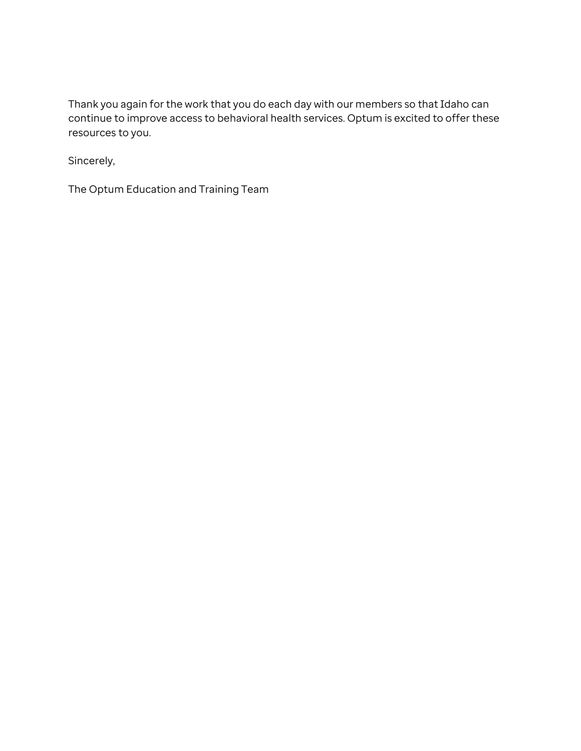Thank you again for the work that you do each day with our members so that Idaho can continue to improve access to behavioral health services. Optum is excited to offer these resources to you.

Sincerely,

The Optum Education and Training Team